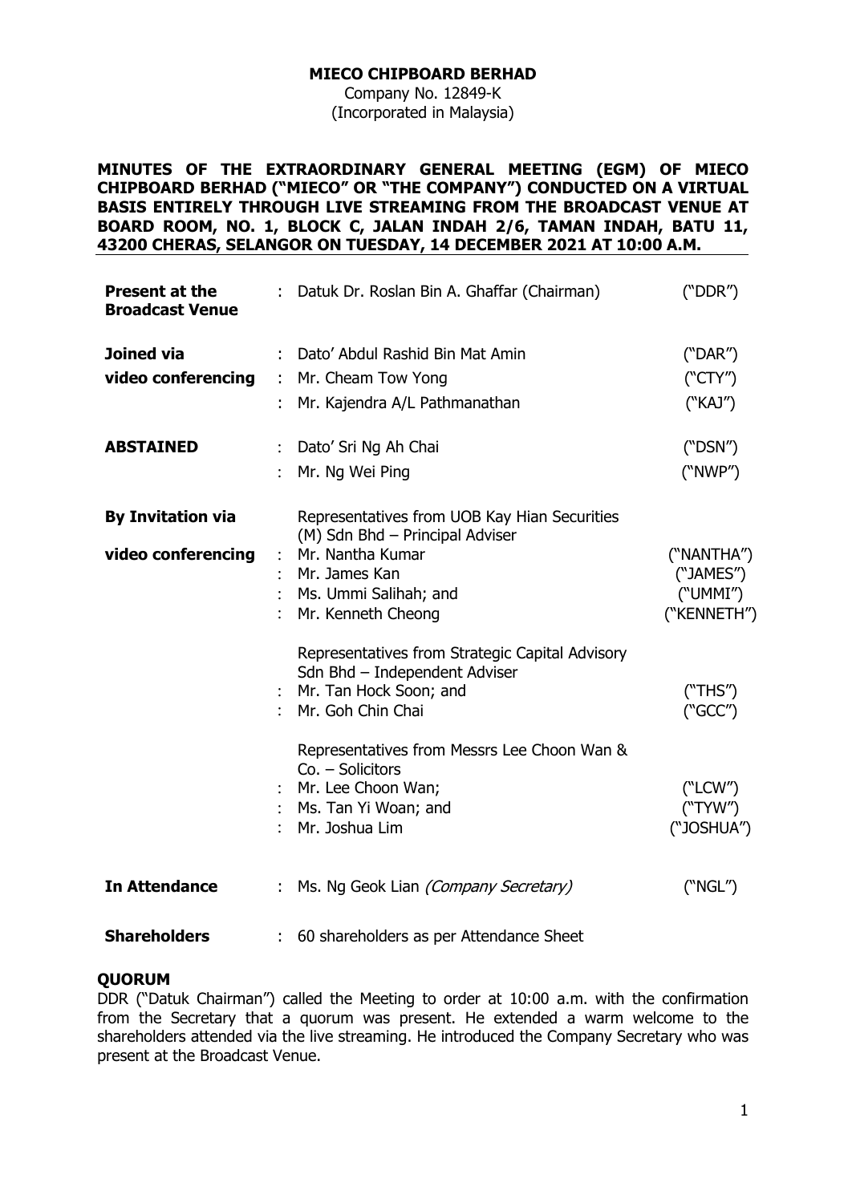**MIECO CHIPBOARD BERHAD**

Company No. 12849-K

(Incorporated in Malaysia)

**MINUTES OF THE EXTRAORDINARY GENERAL MEETING (EGM) OF MIECO CHIPBOARD BERHAD ("MIECO" OR "THE COMPANY") CONDUCTED ON A VIRTUAL BASIS ENTIRELY THROUGH LIVE STREAMING FROM THE BROADCAST VENUE AT BOARD ROOM, NO. 1, BLOCK C, JALAN INDAH 2/6, TAMAN INDAH, BATU 11, 43200 CHERAS, SELANGOR ON TUESDAY, 14 DECEMBER 2021 AT 10:00 A.M.**

| | | | |
|---|---|---|---|
| **Present at the Broadcast Venue** | : | Datuk Dr. Roslan Bin A. Ghaffar (Chairman) | ("DDR") |
| **Joined via** | : | Dato' Abdul Rashid Bin Mat Amin | ("DAR") |
| **video conferencing** | : | Mr. Cheam Tow Yong | ("CTY") |
| | : | Mr. Kajendra A/L Pathmanathan | ("KAJ") |
| **ABSTAINED** | : | Dato' Sri Ng Ah Chai | ("DSN") |
| | : | Mr. Ng Wei Ping | ("NWP") |
| **By Invitation via** | | Representatives from UOB Kay Hian Securities (M) Sdn Bhd – Principal Adviser | |
| **video conferencing** | : | Mr. Nantha Kumar | ("NANTHA") |
| | : | Mr. James Kan | ("JAMES") |
| | : | Ms. Ummi Salihah; and | ("UMMI") |
| | : | Mr. Kenneth Cheong | ("KENNETH") |
| | | Representatives from Strategic Capital Advisory Sdn Bhd – Independent Adviser | |
| | : | Mr. Tan Hock Soon; and | ("THS") |
| | : | Mr. Goh Chin Chai | ("GCC") |
| | | Representatives from Messrs Lee Choon Wan & Co. – Solicitors | |
| | : | Mr. Lee Choon Wan; | ("LCW") |
| | : | Ms. Tan Yi Woan; and | ("TYW") |
| | : | Mr. Joshua Lim | ("JOSHUA") |
| **In Attendance** | : | Ms. Ng Geok Lian *(Company Secretary)* | ("NGL") |
| **Shareholders** | : | 60 shareholders as per Attendance Sheet | |

**QUORUM**

DDR ("Datuk Chairman") called the Meeting to order at 10:00 a.m. with the confirmation from the Secretary that a quorum was present. He extended a warm welcome to the shareholders attended via the live streaming. He introduced the Company Secretary who was present at the Broadcast Venue.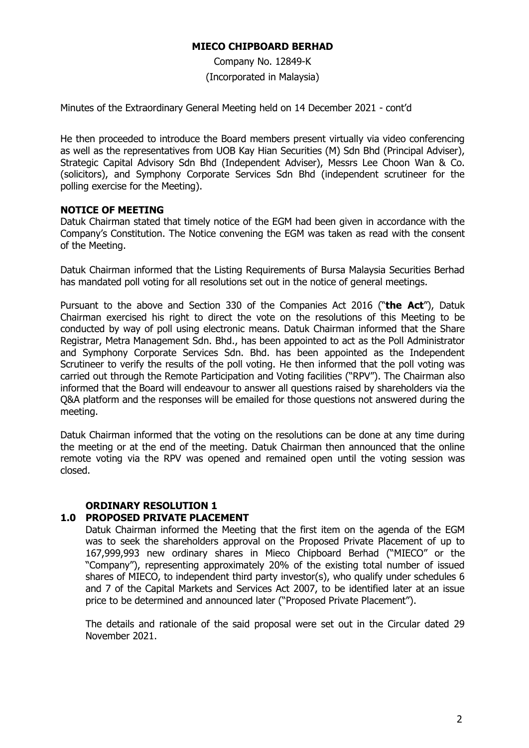**MIECO CHIPBOARD BERHAD**

Company No. 12849-K
(Incorporated in Malaysia)

Minutes of the Extraordinary General Meeting held on 14 December 2021 - cont'd

He then proceeded to introduce the Board members present virtually via video conferencing as well as the representatives from UOB Kay Hian Securities (M) Sdn Bhd (Principal Adviser), Strategic Capital Advisory Sdn Bhd (Independent Adviser), Messrs Lee Choon Wan & Co. (solicitors), and Symphony Corporate Services Sdn Bhd (independent scrutineer for the polling exercise for the Meeting).

**NOTICE OF MEETING**

Datuk Chairman stated that timely notice of the EGM had been given in accordance with the Company's Constitution. The Notice convening the EGM was taken as read with the consent of the Meeting.

Datuk Chairman informed that the Listing Requirements of Bursa Malaysia Securities Berhad has mandated poll voting for all resolutions set out in the notice of general meetings.

Pursuant to the above and Section 330 of the Companies Act 2016 ("**the Act**"), Datuk Chairman exercised his right to direct the vote on the resolutions of this Meeting to be conducted by way of poll using electronic means. Datuk Chairman informed that the Share Registrar, Metra Management Sdn. Bhd., has been appointed to act as the Poll Administrator and Symphony Corporate Services Sdn. Bhd. has been appointed as the Independent Scrutineer to verify the results of the poll voting. He then informed that the poll voting was carried out through the Remote Participation and Voting facilities ("RPV"). The Chairman also informed that the Board will endeavour to answer all questions raised by shareholders via the Q&A platform and the responses will be emailed for those questions not answered during the meeting.

Datuk Chairman informed that the voting on the resolutions can be done at any time during the meeting or at the end of the meeting. Datuk Chairman then announced that the online remote voting via the RPV was opened and remained open until the voting session was closed.

**ORDINARY RESOLUTION 1**

**1.0 PROPOSED PRIVATE PLACEMENT**

Datuk Chairman informed the Meeting that the first item on the agenda of the EGM was to seek the shareholders approval on the Proposed Private Placement of up to 167,999,993 new ordinary shares in Mieco Chipboard Berhad ("MIECO" or the "Company"), representing approximately 20% of the existing total number of issued shares of MIECO, to independent third party investor(s), who qualify under schedules 6 and 7 of the Capital Markets and Services Act 2007, to be identified later at an issue price to be determined and announced later ("Proposed Private Placement").

The details and rationale of the said proposal were set out in the Circular dated 29 November 2021.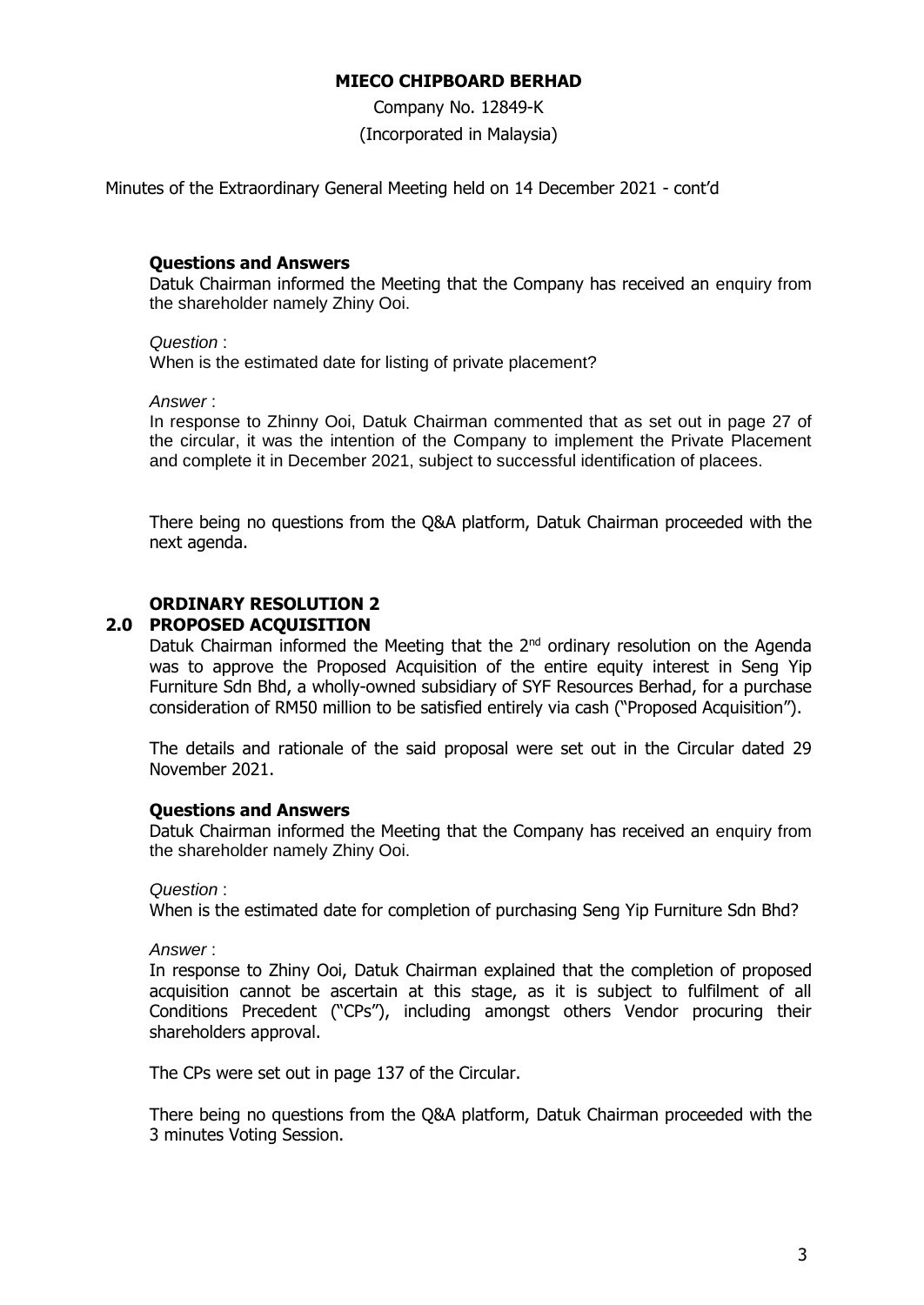**MIECO CHIPBOARD BERHAD**

Company No. 12849-K

(Incorporated in Malaysia)

Minutes of the Extraordinary General Meeting held on 14 December 2021 - cont'd

**Questions and Answers**

Datuk Chairman informed the Meeting that the Company has received an enquiry from the shareholder namely Zhiny Ooi.

*Question* :

When is the estimated date for listing of private placement?

*Answer* :

In response to Zhinny Ooi, Datuk Chairman commented that as set out in page 27 of the circular, it was the intention of the Company to implement the Private Placement and complete it in December 2021, subject to successful identification of placees.

There being no questions from the Q&A platform, Datuk Chairman proceeded with the next agenda.

## ORDINARY RESOLUTION 2

## 2.0 PROPOSED ACQUISITION

Datuk Chairman informed the Meeting that the 2nd ordinary resolution on the Agenda was to approve the Proposed Acquisition of the entire equity interest in Seng Yip Furniture Sdn Bhd, a wholly-owned subsidiary of SYF Resources Berhad, for a purchase consideration of RM50 million to be satisfied entirely via cash ("Proposed Acquisition").

The details and rationale of the said proposal were set out in the Circular dated 29 November 2021.

**Questions and Answers**

Datuk Chairman informed the Meeting that the Company has received an enquiry from the shareholder namely Zhiny Ooi.

*Question* :

When is the estimated date for completion of purchasing Seng Yip Furniture Sdn Bhd?

*Answer* :

In response to Zhiny Ooi, Datuk Chairman explained that the completion of proposed acquisition cannot be ascertain at this stage, as it is subject to fulfilment of all Conditions Precedent ("CPs"), including amongst others Vendor procuring their shareholders approval.

The CPs were set out in page 137 of the Circular.

There being no questions from the Q&A platform, Datuk Chairman proceeded with the 3 minutes Voting Session.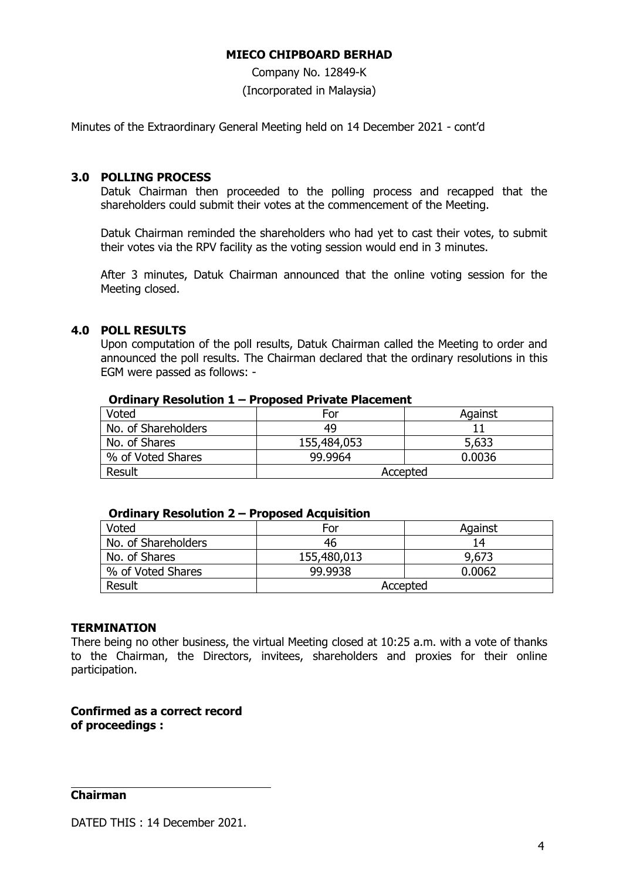**MIECO CHIPBOARD BERHAD**

Company No. 12849-K

(Incorporated in Malaysia)

Minutes of the Extraordinary General Meeting held on 14 December 2021 - cont'd

## 3.0 POLLING PROCESS

Datuk Chairman then proceeded to the polling process and recapped that the shareholders could submit their votes at the commencement of the Meeting.

Datuk Chairman reminded the shareholders who had yet to cast their votes, to submit their votes via the RPV facility as the voting session would end in 3 minutes.

After 3 minutes, Datuk Chairman announced that the online voting session for the Meeting closed.

## 4.0 POLL RESULTS

Upon computation of the poll results, Datuk Chairman called the Meeting to order and announced the poll results. The Chairman declared that the ordinary resolutions in this EGM were passed as follows: -

**Ordinary Resolution 1 – Proposed Private Placement**

| Voted | For | Against |
|---|---|---|
| No. of Shareholders | 49 | 11 |
| No. of Shares | 155,484,053 | 5,633 |
| % of Voted Shares | 99.9964 | 0.0036 |
| Result | Accepted | |

**Ordinary Resolution 2 – Proposed Acquisition**

| Voted | For | Against |
|---|---|---|
| No. of Shareholders | 46 | 14 |
| No. of Shares | 155,480,013 | 9,673 |
| % of Voted Shares | 99.9938 | 0.0062 |
| Result | Accepted | |

## TERMINATION

There being no other business, the virtual Meeting closed at 10:25 a.m. with a vote of thanks to the Chairman, the Directors, invitees, shareholders and proxies for their online participation.

**Confirmed as a correct record of proceedings :**

**Chairman**

DATED THIS : 14 December 2021.